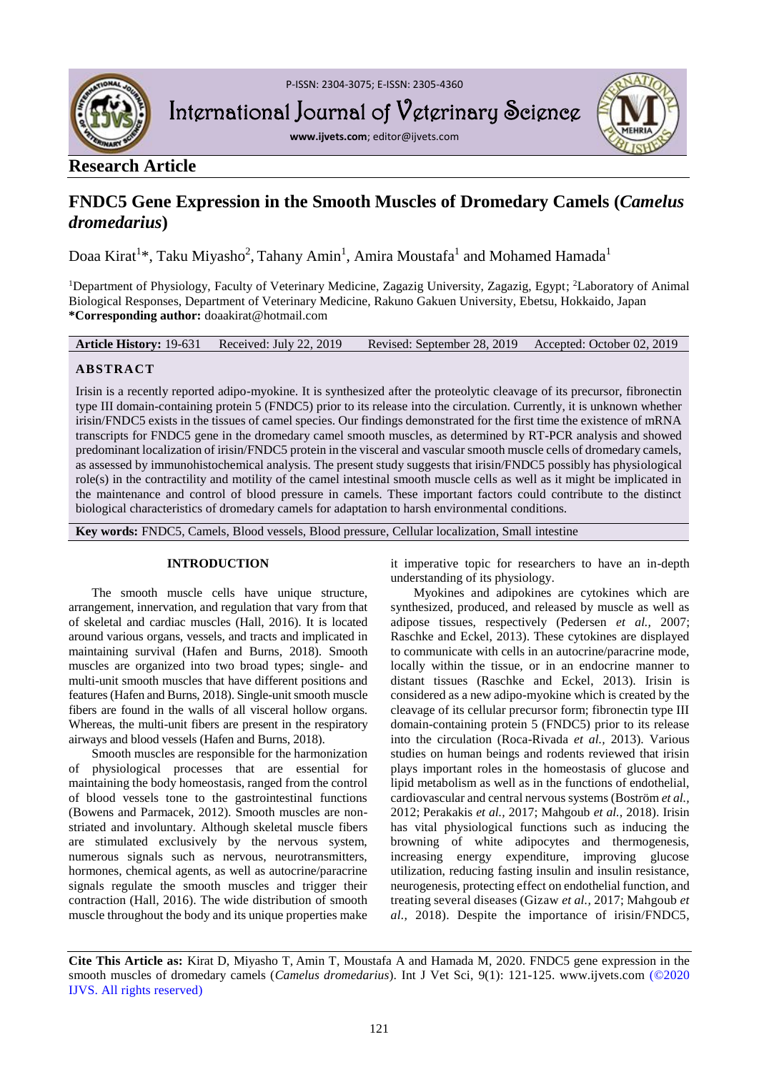P-ISSN: 2304-3075; E-ISSN: 2305-4360

International Journal of Veterinary Science

www.ijvets.com; editor@ijvets.com

**Research Article**

# FNDC5 Gene Expression in the Smooth Muscles of Dromedary Camels (*Camelus dromedarius*)

Doaa Kirat[1]*, Taku Miyasho[2], Tahany Amin[1], Amira Moustafa[1] and Mohamed Hamada[1]

[1]Department of Physiology, Faculty of Veterinary Medicine, Zagazig University, Zagazig, Egypt; [2]Laboratory of Animal Biological Responses, Department of Veterinary Medicine, Rakuno Gakuen University, Ebetsu, Hokkaido, Japan

**\*Corresponding author:** doaakirat@hotmail.com

**Article History:** 19-631 Received: July 22, 2019 Revised: September 28, 2019 Accepted: October 02, 2019

## ABSTRACT

Irisin is a recently reported adipo-myokine. It is synthesized after the proteolytic cleavage of its precursor, fibronectin type III domain-containing protein 5 (FNDC5) prior to its release into the circulation. Currently, it is unknown whether irisin/FNDC5 exists in the tissues of camel species. Our findings demonstrated for the first time the existence of mRNA transcripts for FNDC5 gene in the dromedary camel smooth muscles, as determined by RT-PCR analysis and showed predominant localization of irisin/FNDC5 protein in the visceral and vascular smooth muscle cells of dromedary camels, as assessed by immunohistochemical analysis. The present study suggests that irisin/FNDC5 possibly has physiological role(s) in the contractility and motility of the camel intestinal smooth muscle cells as well as it might be implicated in the maintenance and control of blood pressure in camels. These important factors could contribute to the distinct biological characteristics of dromedary camels for adaptation to harsh environmental conditions.

**Key words:** FNDC5, Camels, Blood vessels, Blood pressure, Cellular localization, Small intestine

## INTRODUCTION

The smooth muscle cells have unique structure, arrangement, innervation, and regulation that vary from that of skeletal and cardiac muscles (Hall, 2016). It is located around various organs, vessels, and tracts and implicated in maintaining survival (Hafen and Burns, 2018). Smooth muscles are organized into two broad types; single- and multi-unit smooth muscles that have different positions and features (Hafen and Burns, 2018). Single-unit smooth muscle fibers are found in the walls of all visceral hollow organs. Whereas, the multi-unit fibers are present in the respiratory airways and blood vessels (Hafen and Burns, 2018).

Smooth muscles are responsible for the harmonization of physiological processes that are essential for maintaining the body homeostasis, ranged from the control of blood vessels tone to the gastrointestinal functions (Bowens and Parmacek, 2012). Smooth muscles are non-striated and involuntary. Although skeletal muscle fibers are stimulated exclusively by the nervous system, numerous signals such as nervous, neurotransmitters, hormones, chemical agents, as well as autocrine/paracrine signals regulate the smooth muscles and trigger their contraction (Hall, 2016). The wide distribution of smooth muscle throughout the body and its unique properties make it imperative topic for researchers to have an in-depth understanding of its physiology.

Myokines and adipokines are cytokines which are synthesized, produced, and released by muscle as well as adipose tissues, respectively (Pedersen *et al.,* 2007; Raschke and Eckel, 2013). These cytokines are displayed to communicate with cells in an autocrine/paracrine mode, locally within the tissue, or in an endocrine manner to distant tissues (Raschke and Eckel, 2013). Irisin is considered as a new adipo-myokine which is created by the cleavage of its cellular precursor form; fibronectin type III domain-containing protein 5 (FNDC5) prior to its release into the circulation (Roca-Rivada *et al.,* 2013). Various studies on human beings and rodents reviewed that irisin plays important roles in the homeostasis of glucose and lipid metabolism as well as in the functions of endothelial, cardiovascular and central nervous systems (Boström *et al.,* 2012; Perakakis *et al.,* 2017; Mahgoub *et al.,* 2018). Irisin has vital physiological functions such as inducing the browning of white adipocytes and thermogenesis, increasing energy expenditure, improving glucose utilization, reducing fasting insulin and insulin resistance, neurogenesis, protecting effect on endothelial function, and treating several diseases (Gizaw *et al.,* 2017; Mahgoub *et al.,* 2018). Despite the importance of irisin/FNDC5,

**Cite This Article as:** Kirat D, Miyasho T, Amin T, Moustafa A and Hamada M, 2020. FNDC5 gene expression in the smooth muscles of dromedary camels (*Camelus dromedarius*). Int J Vet Sci, 9(1): 121-125. www.ijvets.com (©2020 IJVS. All rights reserved)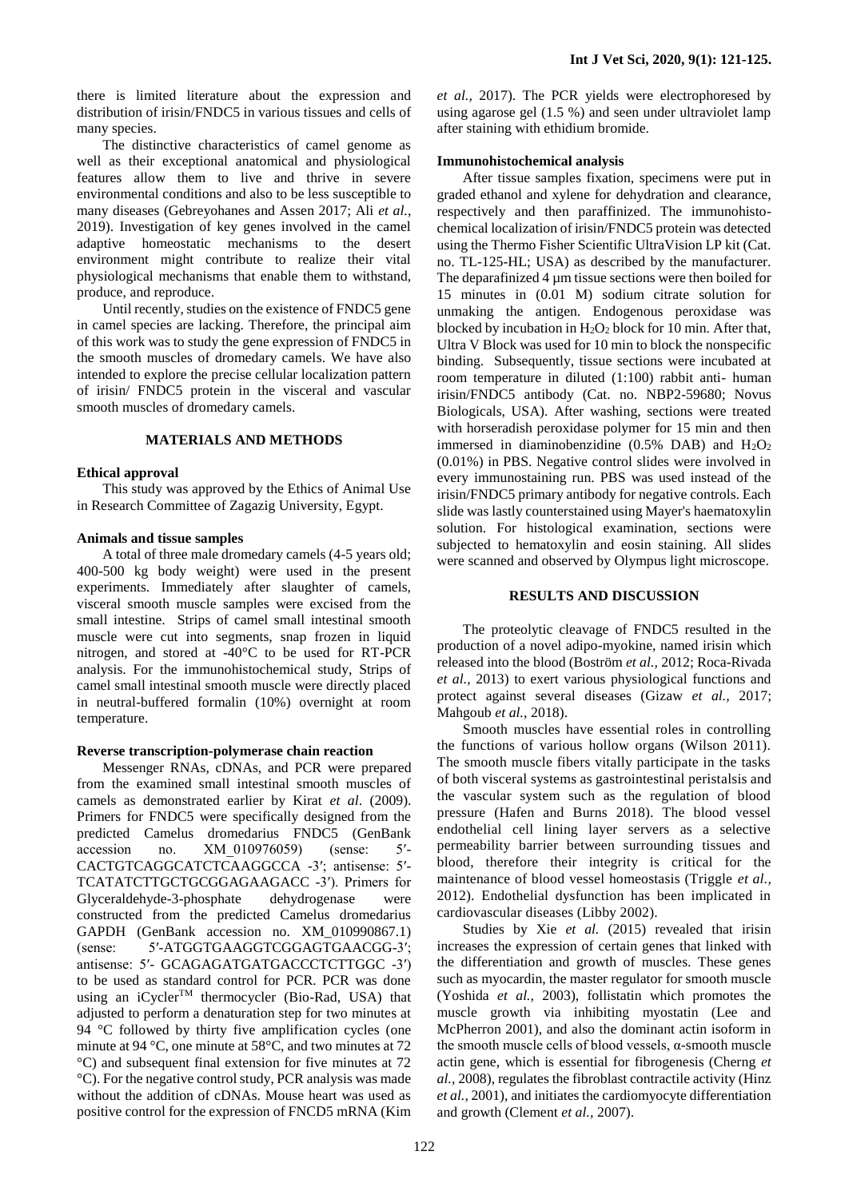there is limited literature about the expression and distribution of irisin/FNDC5 in various tissues and cells of many species.

The distinctive characteristics of camel genome as well as their exceptional anatomical and physiological features allow them to live and thrive in severe environmental conditions and also to be less susceptible to many diseases (Gebreyohanes and Assen 2017; Ali *et al.,* 2019). Investigation of key genes involved in the camel adaptive homeostatic mechanisms to the desert environment might contribute to realize their vital physiological mechanisms that enable them to withstand, produce, and reproduce.

Until recently, studies on the existence of FNDC5 gene in camel species are lacking. Therefore, the principal aim of this work was to study the gene expression of FNDC5 in the smooth muscles of dromedary camels. We have also intended to explore the precise cellular localization pattern of irisin/ FNDC5 protein in the visceral and vascular smooth muscles of dromedary camels.

## MATERIALS AND METHODS

### Ethical approval

This study was approved by the Ethics of Animal Use in Research Committee of Zagazig University, Egypt.

### Animals and tissue samples

A total of three male dromedary camels (4-5 years old; 400-500 kg body weight) were used in the present experiments. Immediately after slaughter of camels, visceral smooth muscle samples were excised from the small intestine. Strips of camel small intestinal smooth muscle were cut into segments, snap frozen in liquid nitrogen, and stored at -40°C to be used for RT-PCR analysis. For the immunohistochemical study, Strips of camel small intestinal smooth muscle were directly placed in neutral-buffered formalin (10%) overnight at room temperature.

### Reverse transcription-polymerase chain reaction

Messenger RNAs, cDNAs, and PCR were prepared from the examined small intestinal smooth muscles of camels as demonstrated earlier by Kirat *et al*. (2009). Primers for FNDC5 were specifically designed from the predicted Camelus dromedarius FNDC5 (GenBank accession no. XM_010976059) (sense: 5′-CACTGTCAGGCATCTCAAGGCCA -3′; antisense: 5′-TCATATCTTGCTGCGGAGAAGACC -3′). Primers for Glyceraldehyde-3-phosphate dehydrogenase were constructed from the predicted Camelus dromedarius GAPDH (GenBank accession no. XM_010990867.1) (sense: 5′-ATGGTGAAGGTCGGAGTGAACGG-3′; antisense: 5′- GCAGAGATGATGACCCTCTTGGC -3′) to be used as standard control for PCR. PCR was done using an iCycler™ thermocycler (Bio-Rad, USA) that adjusted to perform a denaturation step for two minutes at 94 °C followed by thirty five amplification cycles (one minute at 94 °C, one minute at 58°C, and two minutes at 72 °C) and subsequent final extension for five minutes at 72 °C). For the negative control study, PCR analysis was made without the addition of cDNAs. Mouse heart was used as positive control for the expression of FNCD5 mRNA (Kim *et al.,* 2017). The PCR yields were electrophoresed by using agarose gel (1.5 %) and seen under ultraviolet lamp after staining with ethidium bromide.

### Immunohistochemical analysis

After tissue samples fixation, specimens were put in graded ethanol and xylene for dehydration and clearance, respectively and then paraffinized. The immunohistochemical localization of irisin/FNDC5 protein was detected using the Thermo Fisher Scientific UltraVision LP kit (Cat. no. TL-125-HL; USA) as described by the manufacturer. The deparafinized 4 µm tissue sections were then boiled for 15 minutes in (0.01 M) sodium citrate solution for unmaking the antigen. Endogenous peroxidase was blocked by incubation in $H_2O_2$ block for 10 min. After that, Ultra V Block was used for 10 min to block the nonspecific binding. Subsequently, tissue sections were incubated at room temperature in diluted (1:100) rabbit anti- human irisin/FNDC5 antibody (Cat. no. NBP2-59680; Novus Biologicals, USA). After washing, sections were treated with horseradish peroxidase polymer for 15 min and then immersed in diaminobenzidine (0.5% DAB) and $H_2O_2$ (0.01%) in PBS. Negative control slides were involved in every immunostaining run. PBS was used instead of the irisin/FNDC5 primary antibody for negative controls. Each slide was lastly counterstained using Mayer's haematoxylin solution. For histological examination, sections were subjected to hematoxylin and eosin staining. All slides were scanned and observed by Olympus light microscope.

## RESULTS AND DISCUSSION

The proteolytic cleavage of FNDC5 resulted in the production of a novel adipo-myokine, named irisin which released into the blood (Boström *et al.,* 2012; Roca-Rivada *et al.,* 2013) to exert various physiological functions and protect against several diseases (Gizaw *et al.,* 2017; Mahgoub *et al.,* 2018).

Smooth muscles have essential roles in controlling the functions of various hollow organs (Wilson 2011). The smooth muscle fibers vitally participate in the tasks of both visceral systems as gastrointestinal peristalsis and the vascular system such as the regulation of blood pressure (Hafen and Burns 2018). The blood vessel endothelial cell lining layer servers as a selective permeability barrier between surrounding tissues and blood, therefore their integrity is critical for the maintenance of blood vessel homeostasis (Triggle *et al.,* 2012). Endothelial dysfunction has been implicated in cardiovascular diseases (Libby 2002).

Studies by Xie *et al.* (2015) revealed that irisin increases the expression of certain genes that linked with the differentiation and growth of muscles. These genes such as myocardin, the master regulator for smooth muscle (Yoshida *et al.,* 2003), follistatin which promotes the muscle growth via inhibiting myostatin (Lee and McPherron 2001), and also the dominant actin isoform in the smooth muscle cells of blood vessels, α-smooth muscle actin gene, which is essential for fibrogenesis (Cherng *et al.,* 2008), regulates the fibroblast contractile activity (Hinz *et al.,* 2001), and initiates the cardiomyocyte differentiation and growth (Clement *et al.,* 2007).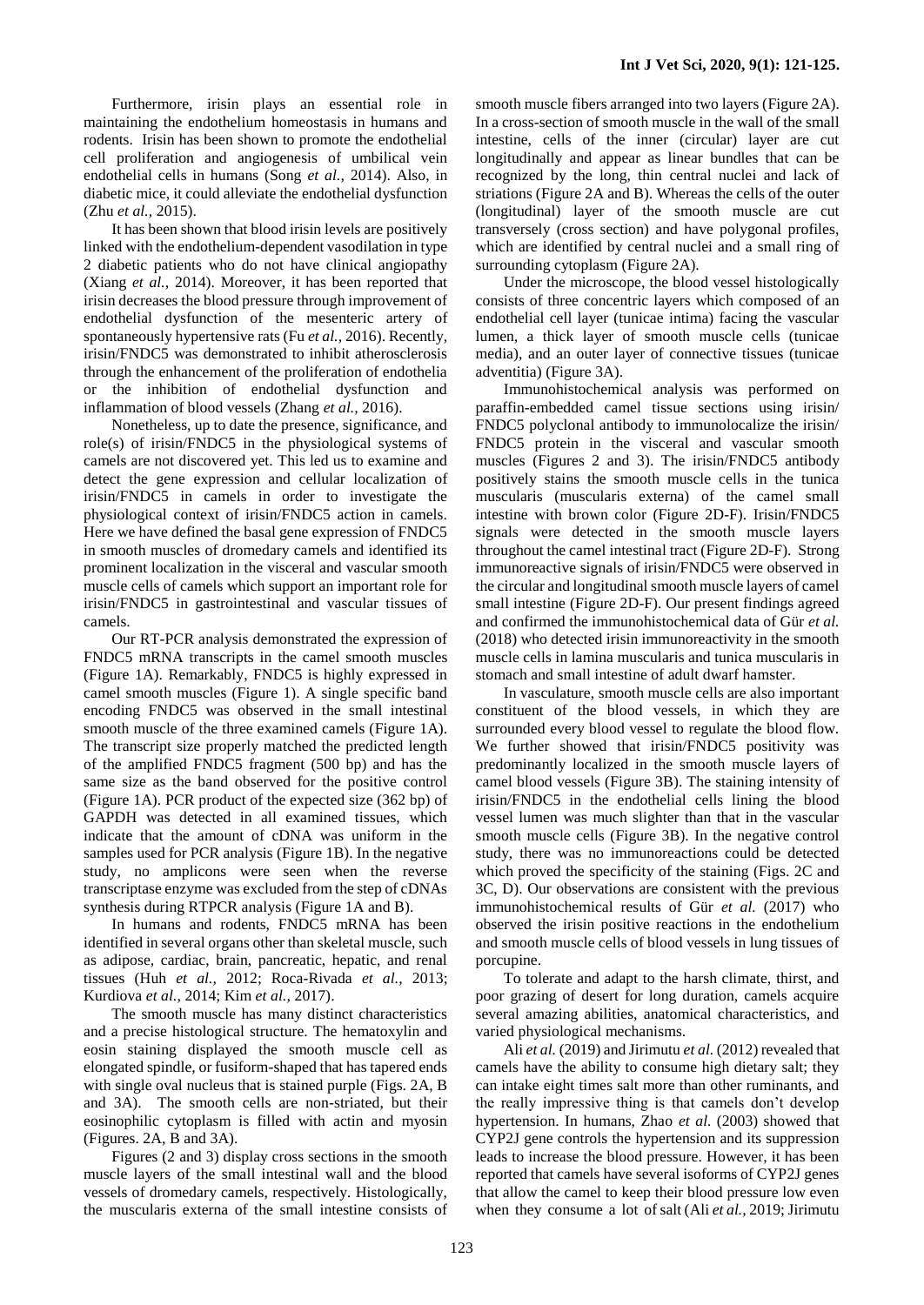Furthermore, irisin plays an essential role in maintaining the endothelium homeostasis in humans and rodents. Irisin has been shown to promote the endothelial cell proliferation and angiogenesis of umbilical vein endothelial cells in humans (Song *et al.,* 2014). Also, in diabetic mice, it could alleviate the endothelial dysfunction (Zhu *et al.,* 2015).

It has been shown that blood irisin levels are positively linked with the endothelium-dependent vasodilation in type 2 diabetic patients who do not have clinical angiopathy (Xiang *et al.,* 2014). Moreover, it has been reported that irisin decreases the blood pressure through improvement of endothelial dysfunction of the mesenteric artery of spontaneously hypertensive rats (Fu *et al.,* 2016). Recently, irisin/FNDC5 was demonstrated to inhibit atherosclerosis through the enhancement of the proliferation of endothelia or the inhibition of endothelial dysfunction and inflammation of blood vessels (Zhang *et al.,* 2016).

Nonetheless, up to date the presence, significance, and role(s) of irisin/FNDC5 in the physiological systems of camels are not discovered yet. This led us to examine and detect the gene expression and cellular localization of irisin/FNDC5 in camels in order to investigate the physiological context of irisin/FNDC5 action in camels. Here we have defined the basal gene expression of FNDC5 in smooth muscles of dromedary camels and identified its prominent localization in the visceral and vascular smooth muscle cells of camels which support an important role for irisin/FNDC5 in gastrointestinal and vascular tissues of camels.

Our RT-PCR analysis demonstrated the expression of FNDC5 mRNA transcripts in the camel smooth muscles (Figure 1A). Remarkably, FNDC5 is highly expressed in camel smooth muscles (Figure 1). A single specific band encoding FNDC5 was observed in the small intestinal smooth muscle of the three examined camels (Figure 1A). The transcript size properly matched the predicted length of the amplified FNDC5 fragment (500 bp) and has the same size as the band observed for the positive control (Figure 1A). PCR product of the expected size (362 bp) of GAPDH was detected in all examined tissues, which indicate that the amount of cDNA was uniform in the samples used for PCR analysis (Figure 1B). In the negative study, no amplicons were seen when the reverse transcriptase enzyme was excluded from the step of cDNAs synthesis during RTPCR analysis (Figure 1A and B).

In humans and rodents, FNDC5 mRNA has been identified in several organs other than skeletal muscle, such as adipose, cardiac, brain, pancreatic, hepatic, and renal tissues (Huh *et al.,* 2012; Roca-Rivada *et al.,* 2013; Kurdiova *et al.,* 2014; Kim *et al.,* 2017).

The smooth muscle has many distinct characteristics and a precise histological structure. The hematoxylin and eosin staining displayed the smooth muscle cell as elongated spindle, or fusiform-shaped that has tapered ends with single oval nucleus that is stained purple (Figs. 2A, B and 3A). The smooth cells are non-striated, but their eosinophilic cytoplasm is filled with actin and myosin (Figures. 2A, B and 3A).

Figures (2 and 3) display cross sections in the smooth muscle layers of the small intestinal wall and the blood vessels of dromedary camels, respectively. Histologically, the muscularis externa of the small intestine consists of smooth muscle fibers arranged into two layers (Figure 2A). In a cross-section of smooth muscle in the wall of the small intestine, cells of the inner (circular) layer are cut longitudinally and appear as linear bundles that can be recognized by the long, thin central nuclei and lack of striations (Figure 2A and B). Whereas the cells of the outer (longitudinal) layer of the smooth muscle are cut transversely (cross section) and have polygonal profiles, which are identified by central nuclei and a small ring of surrounding cytoplasm (Figure 2A).

Under the microscope, the blood vessel histologically consists of three concentric layers which composed of an endothelial cell layer (tunicae intima) facing the vascular lumen, a thick layer of smooth muscle cells (tunicae media), and an outer layer of connective tissues (tunicae adventitia) (Figure 3A).

Immunohistochemical analysis was performed on paraffin-embedded camel tissue sections using irisin/ FNDC5 polyclonal antibody to immunolocalize the irisin/ FNDC5 protein in the visceral and vascular smooth muscles (Figures 2 and 3). The irisin/FNDC5 antibody positively stains the smooth muscle cells in the tunica muscularis (muscularis externa) of the camel small intestine with brown color (Figure 2D-F). Irisin/FNDC5 signals were detected in the smooth muscle layers throughout the camel intestinal tract (Figure 2D-F). Strong immunoreactive signals of irisin/FNDC5 were observed in the circular and longitudinal smooth muscle layers of camel small intestine (Figure 2D-F). Our present findings agreed and confirmed the immunohistochemical data of Gür *et al.* (2018) who detected irisin immunoreactivity in the smooth muscle cells in lamina muscularis and tunica muscularis in stomach and small intestine of adult dwarf hamster.

In vasculature, smooth muscle cells are also important constituent of the blood vessels, in which they are surrounded every blood vessel to regulate the blood flow. We further showed that irisin/FNDC5 positivity was predominantly localized in the smooth muscle layers of camel blood vessels (Figure 3B). The staining intensity of irisin/FNDC5 in the endothelial cells lining the blood vessel lumen was much slighter than that in the vascular smooth muscle cells (Figure 3B). In the negative control study, there was no immunoreactions could be detected which proved the specificity of the staining (Figs. 2C and 3C, D). Our observations are consistent with the previous immunohistochemical results of Gür *et al.* (2017) who observed the irisin positive reactions in the endothelium and smooth muscle cells of blood vessels in lung tissues of porcupine.

To tolerate and adapt to the harsh climate, thirst, and poor grazing of desert for long duration, camels acquire several amazing abilities, anatomical characteristics, and varied physiological mechanisms.

Ali *et al.* (2019) and Jirimutu *et al.* (2012) revealed that camels have the ability to consume high dietary salt; they can intake eight times salt more than other ruminants, and the really impressive thing is that camels don't develop hypertension. In humans, Zhao *et al.* (2003) showed that CYP2J gene controls the hypertension and its suppression leads to increase the blood pressure. However, it has been reported that camels have several isoforms of CYP2J genes that allow the camel to keep their blood pressure low even when they consume a lot of salt (Ali *et al.,* 2019; Jirimutu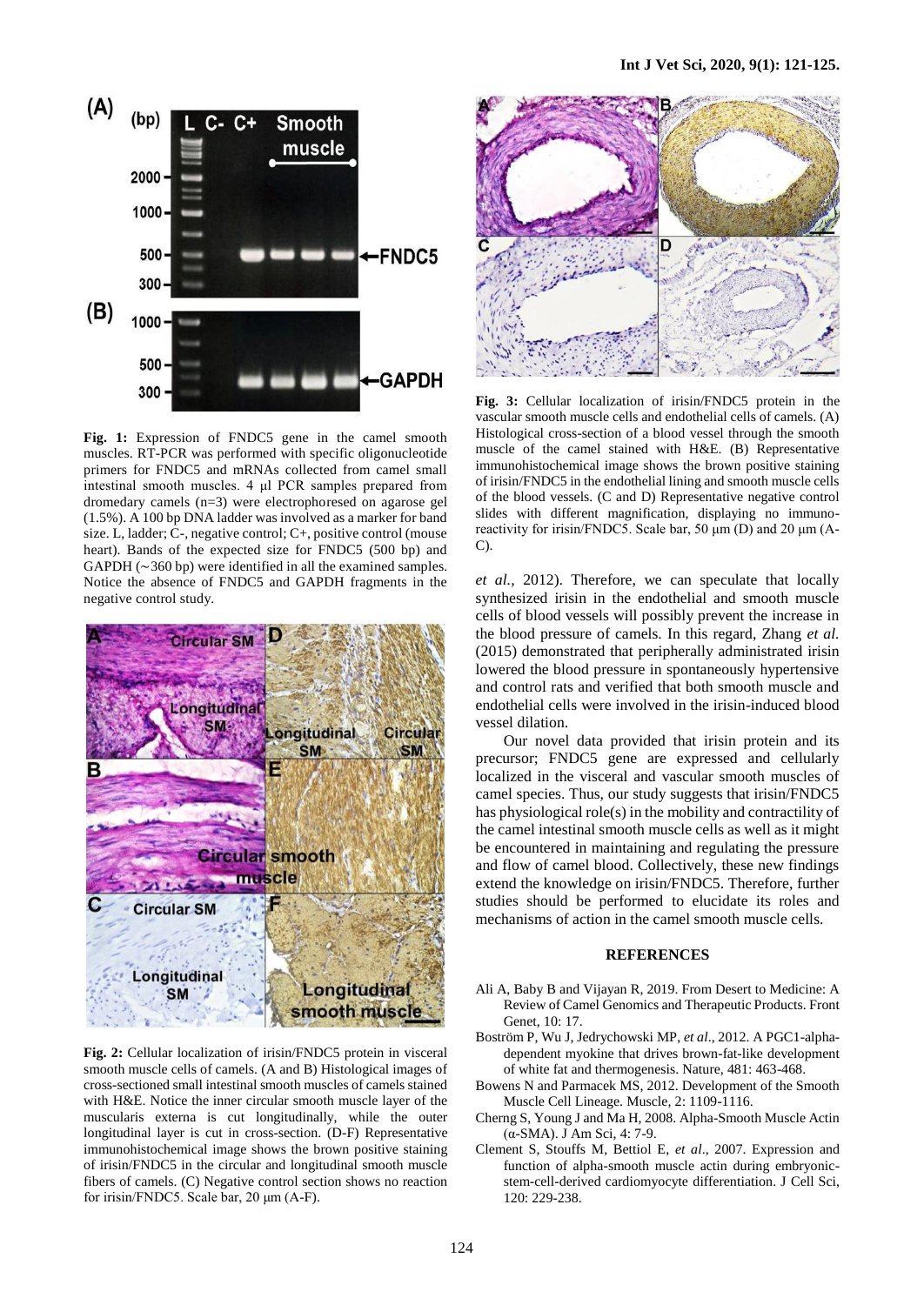**Fig. 1:** Expression of FNDC5 gene in the camel smooth muscles. RT-PCR was performed with specific oligonucleotide primers for FNDC5 and mRNAs collected from camel small intestinal smooth muscles. 4 µl PCR samples prepared from dromedary camels (n=3) were electrophoresed on agarose gel (1.5%). A 100 bp DNA ladder was involved as a marker for band size. L, ladder; C-, negative control; C+, positive control (mouse heart). Bands of the expected size for FNDC5 (500 bp) and GAPDH (~360 bp) were identified in all the examined samples. Notice the absence of FNDC5 and GAPDH fragments in the negative control study.

**Fig. 2:** Cellular localization of irisin/FNDC5 protein in visceral smooth muscle cells of camels. (A and B) Histological images of cross-sectioned small intestinal smooth muscles of camels stained with H&E. Notice the inner circular smooth muscle layer of the muscularis externa is cut longitudinally, while the outer longitudinal layer is cut in cross-section. (D-F) Representative immunohistochemical image shows the brown positive staining of irisin/FNDC5 in the circular and longitudinal smooth muscle fibers of camels. (C) Negative control section shows no reaction for irisin/FNDC5. Scale bar, 20 µm (A-F).

**Fig. 3:** Cellular localization of irisin/FNDC5 protein in the vascular smooth muscle cells and endothelial cells of camels. (A) Histological cross-section of a blood vessel through the smooth muscle of the camel stained with H&E. (B) Representative immunohistochemical image shows the brown positive staining of irisin/FNDC5 in the endothelial lining and smooth muscle cells of the blood vessels. (C and D) Representative negative control slides with different magnification, displaying no immunoreactivity for irisin/FNDC5. Scale bar, 50 µm (D) and 20 µm (A-C).

*et al.,* 2012). Therefore, we can speculate that locally synthesized irisin in the endothelial and smooth muscle cells of blood vessels will possibly prevent the increase in the blood pressure of camels. In this regard, Zhang *et al.* (2015) demonstrated that peripherally administrated irisin lowered the blood pressure in spontaneously hypertensive and control rats and verified that both smooth muscle and endothelial cells were involved in the irisin-induced blood vessel dilation.

Our novel data provided that irisin protein and its precursor; FNDC5 gene are expressed and cellularly localized in the visceral and vascular smooth muscles of camel species. Thus, our study suggests that irisin/FNDC5 has physiological role(s) in the mobility and contractility of the camel intestinal smooth muscle cells as well as it might be encountered in maintaining and regulating the pressure and flow of camel blood. Collectively, these new findings extend the knowledge on irisin/FNDC5. Therefore, further studies should be performed to elucidate its roles and mechanisms of action in the camel smooth muscle cells.

## REFERENCES

Ali A, Baby B and Vijayan R, 2019. From Desert to Medicine: A Review of Camel Genomics and Therapeutic Products. Front Genet, 10: 17.

Boström P, Wu J, Jedrychowski MP, *et al*., 2012. A PGC1-alpha-dependent myokine that drives brown-fat-like development of white fat and thermogenesis. Nature, 481: 463-468.

Bowens N and Parmacek MS, 2012. Development of the Smooth Muscle Cell Lineage. Muscle, 2: 1109-1116.

Cherng S, Young J and Ma H, 2008. Alpha-Smooth Muscle Actin (α-SMA). J Am Sci, 4: 7-9.

Clement S, Stouffs M, Bettiol E, *et al*., 2007. Expression and function of alpha-smooth muscle actin during embryonic-stem-cell-derived cardiomyocyte differentiation. J Cell Sci, 120: 229-238.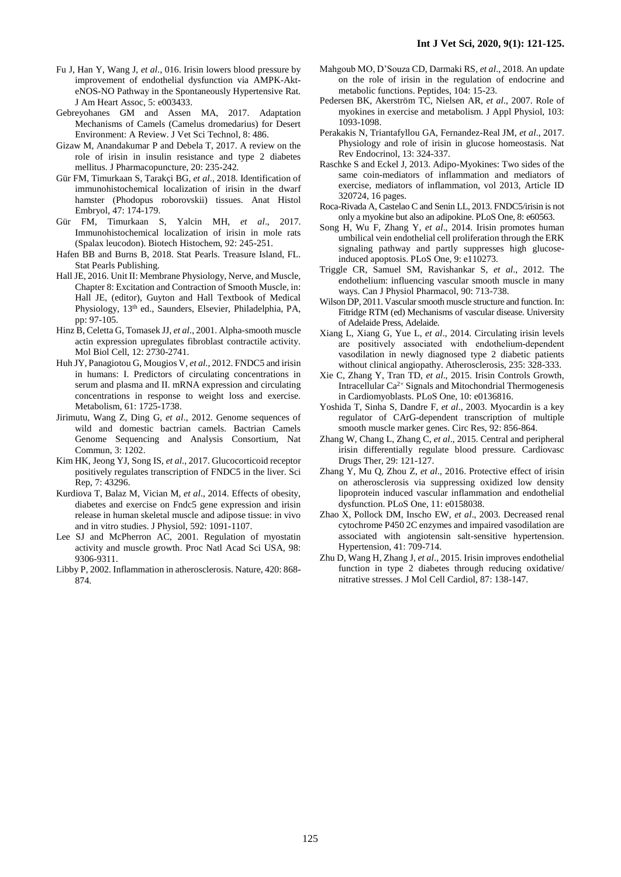Fu J, Han Y, Wang J, *et al*., 016. Irisin lowers blood pressure by improvement of endothelial dysfunction via AMPK-Akt-eNOS-NO Pathway in the Spontaneously Hypertensive Rat. J Am Heart Assoc, 5: e003433.

Gebreyohanes GM and Assen MA, 2017. Adaptation Mechanisms of Camels (Camelus dromedarius) for Desert Environment: A Review. J Vet Sci Technol, 8: 486.

Gizaw M, Anandakumar P and Debela T, 2017. A review on the role of irisin in insulin resistance and type 2 diabetes mellitus. J Pharmacopuncture, 20: 235-242.

Gür FM, Timurkaan S, Tarakçi BG, *et al*., 2018. Identification of immunohistochemical localization of irisin in the dwarf hamster (Phodopus roborovskii) tissues. Anat Histol Embryol, 47: 174-179.

Gür FM, Timurkaan S, Yalcin MH, *et al*., 2017. Immunohistochemical localization of irisin in mole rats (Spalax leucodon). Biotech Histochem, 92: 245-251.

Hafen BB and Burns B, 2018. Stat Pearls. Treasure Island, FL. Stat Pearls Publishing.

Hall JE, 2016. Unit II: Membrane Physiology, Nerve, and Muscle, Chapter 8: Excitation and Contraction of Smooth Muscle, in: Hall JE, (editor), Guyton and Hall Textbook of Medical Physiology, 13th ed., Saunders, Elsevier, Philadelphia, PA, pp: 97-105.

Hinz B, Celetta G, Tomasek JJ, *et al*., 2001. Alpha-smooth muscle actin expression upregulates fibroblast contractile activity. Mol Biol Cell, 12: 2730-2741.

Huh JY, Panagiotou G, Mougios V, *et al.*, 2012. FNDC5 and irisin in humans: I. Predictors of circulating concentrations in serum and plasma and II. mRNA expression and circulating concentrations in response to weight loss and exercise. Metabolism, 61: 1725-1738.

Jirimutu, Wang Z, Ding G, *et al*., 2012. Genome sequences of wild and domestic bactrian camels. Bactrian Camels Genome Sequencing and Analysis Consortium, Nat Commun, 3: 1202.

Kim HK, Jeong YJ, Song IS, *et al.*, 2017. Glucocorticoid receptor positively regulates transcription of FNDC5 in the liver. Sci Rep, 7: 43296.

Kurdiova T, Balaz M, Vician M, *et al*., 2014. Effects of obesity, diabetes and exercise on Fndc5 gene expression and irisin release in human skeletal muscle and adipose tissue: in vivo and in vitro studies. J Physiol, 592: 1091-1107.

Lee SJ and McPherron AC, 2001. Regulation of myostatin activity and muscle growth. Proc Natl Acad Sci USA, 98: 9306-9311.

Libby P, 2002. Inflammation in atherosclerosis. Nature, 420: 868-874.

Mahgoub MO, D'Souza CD, Darmaki RS, *et al*., 2018. An update on the role of irisin in the regulation of endocrine and metabolic functions. Peptides, 104: 15-23.

Pedersen BK, Akerström TC, Nielsen AR, *et al*., 2007. Role of myokines in exercise and metabolism. J Appl Physiol, 103: 1093-1098.

Perakakis N, Triantafyllou GA, Fernandez-Real JM, *et al*., 2017. Physiology and role of irisin in glucose homeostasis. Nat Rev Endocrinol, 13: 324-337.

Raschke S and Eckel J, 2013. Adipo-Myokines: Two sides of the same coin-mediators of inflammation and mediators of exercise, mediators of inflammation, vol 2013, Article ID 320724, 16 pages.

Roca-Rivada A, Castelao C and Senin LL, 2013. FNDC5/irisin is not only a myokine but also an adipokine. PLoS One, 8: e60563.

Song H, Wu F, Zhang Y, *et al*., 2014. Irisin promotes human umbilical vein endothelial cell proliferation through the ERK signaling pathway and partly suppresses high glucose-induced apoptosis. PLoS One, 9: e110273.

Triggle CR, Samuel SM, Ravishankar S, *et al*., 2012. The endothelium: influencing vascular smooth muscle in many ways. Can J Physiol Pharmacol, 90: 713-738.

Wilson DP, 2011. Vascular smooth muscle structure and function. In: Fitridge RTM (ed) Mechanisms of vascular disease. University of Adelaide Press, Adelaide.

Xiang L, Xiang G, Yue L, *et al*., 2014. Circulating irisin levels are positively associated with endothelium-dependent vasodilation in newly diagnosed type 2 diabetic patients without clinical angiopathy. Atherosclerosis, 235: 328-333.

Xie C, Zhang Y, Tran TD, *et al*., 2015. Irisin Controls Growth, Intracellular $Ca^{2+}$ Signals and Mitochondrial Thermogenesis in Cardiomyoblasts. PLoS One, 10: e0136816.

Yoshida T, Sinha S, Dandre F, *et al*., 2003. Myocardin is a key regulator of CArG-dependent transcription of multiple smooth muscle marker genes. Circ Res, 92: 856-864.

Zhang W, Chang L, Zhang C, *et al*., 2015. Central and peripheral irisin differentially regulate blood pressure. Cardiovasc Drugs Ther, 29: 121-127.

Zhang Y, Mu Q, Zhou Z, *et al*., 2016. Protective effect of irisin on atherosclerosis via suppressing oxidized low density lipoprotein induced vascular inflammation and endothelial dysfunction. PLoS One, 11: e0158038.

Zhao X, Pollock DM, Inscho EW, *et al*., 2003. Decreased renal cytochrome P450 2C enzymes and impaired vasodilation are associated with angiotensin salt-sensitive hypertension. Hypertension, 41: 709-714.

Zhu D, Wang H, Zhang J, *et al*., 2015. Irisin improves endothelial function in type 2 diabetes through reducing oxidative/ nitrative stresses. J Mol Cell Cardiol, 87: 138-147.